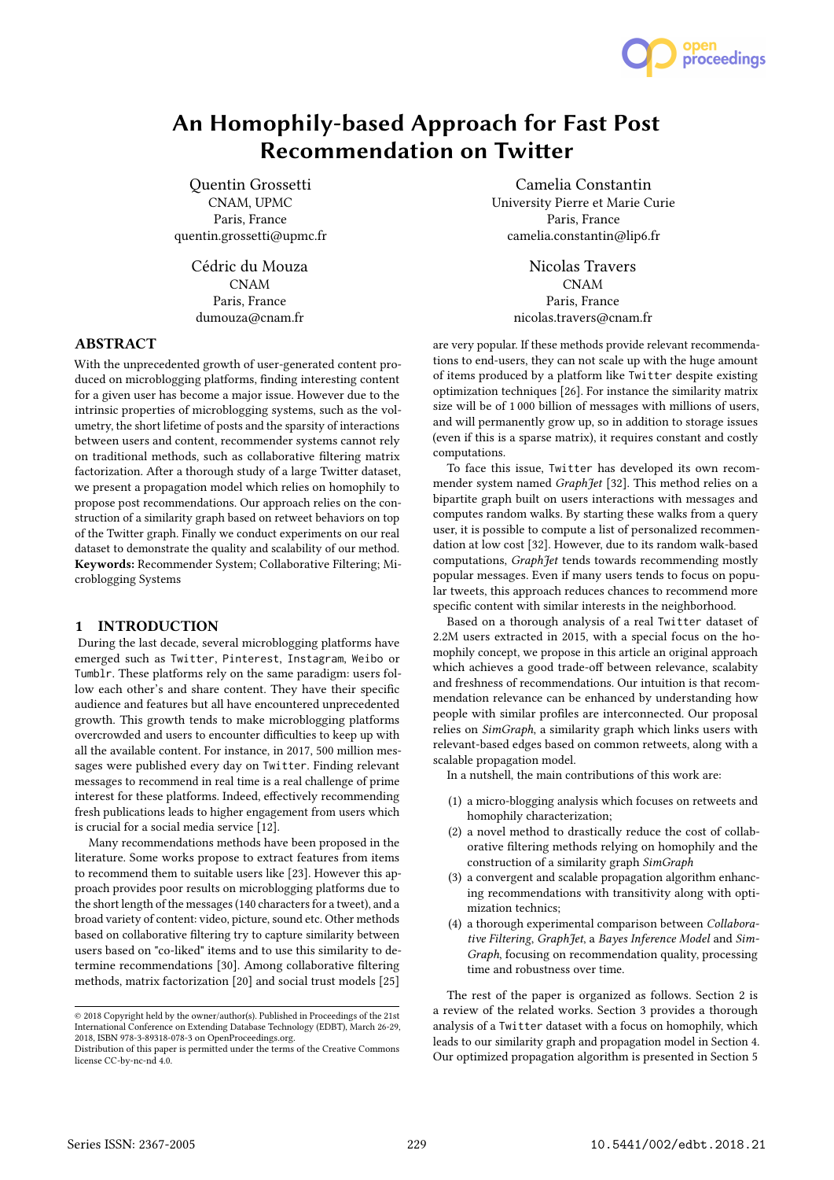# An Homophily-based Approach for Fast Post Recommendation on Twitter

Quentin Grossetti
CNAM, UPMC
Paris, France
quentin.grossetti@upmc.fr

Camelia Constantin
University Pierre et Marie Curie
Paris, France
camelia.constantin@lip6.fr

Cédric du Mouza
CNAM
Paris, France
dumouza@cnam.fr

Nicolas Travers
CNAM
Paris, France
nicolas.travers@cnam.fr

## ABSTRACT

With the unprecedented growth of user-generated content produced on microblogging platforms, finding interesting content for a given user has become a major issue. However due to the intrinsic properties of microblogging systems, such as the volumetry, the short lifetime of posts and the sparsity of interactions between users and content, recommender systems cannot rely on traditional methods, such as collaborative filtering matrix factorization. After a thorough study of a large Twitter dataset, we present a propagation model which relies on homophily to propose post recommendations. Our approach relies on the construction of a similarity graph based on retweet behaviors on top of the Twitter graph. Finally we conduct experiments on our real dataset to demonstrate the quality and scalability of our method.

**Keywords:** Recommender System; Collaborative Filtering; Microblogging Systems

## 1 INTRODUCTION

During the last decade, several microblogging platforms have emerged such as Twitter, Pinterest, Instagram, Weibo or Tumblr. These platforms rely on the same paradigm: users follow each other's and share content. They have their specific audience and features but all have encountered unprecedented growth. This growth tends to make microblogging platforms overcrowded and users to encounter difficulties to keep up with all the available content. For instance, in 2017, 500 million messages were published every day on Twitter. Finding relevant messages to recommend in real time is a real challenge of prime interest for these platforms. Indeed, effectively recommending fresh publications leads to higher engagement from users which is crucial for a social media service [12].

Many recommendations methods have been proposed in the literature. Some works propose to extract features from items to recommend them to suitable users like [23]. However this approach provides poor results on microblogging platforms due to the short length of the messages (140 characters for a tweet), and a broad variety of content: video, picture, sound etc. Other methods based on collaborative filtering try to capture similarity between users based on "co-liked" items and to use this similarity to determine recommendations [30]. Among collaborative filtering methods, matrix factorization [20] and social trust models [25] are very popular. If these methods provide relevant recommendations to end-users, they can not scale up with the huge amount of items produced by a platform like Twitter despite existing optimization techniques [26]. For instance the similarity matrix size will be of 1 000 billion of messages with millions of users, and will permanently grow up, so in addition to storage issues (even if this is a sparse matrix), it requires constant and costly computations.

To face this issue, Twitter has developed its own recommender system named *GraphJet* [32]. This method relies on a bipartite graph built on users interactions with messages and computes random walks. By starting these walks from a query user, it is possible to compute a list of personalized recommendation at low cost [32]. However, due to its random walk-based computations, *GraphJet* tends towards recommending mostly popular messages. Even if many users tends to focus on popular tweets, this approach reduces chances to recommend more specific content with similar interests in the neighborhood.

Based on a thorough analysis of a real Twitter dataset of 2.2M users extracted in 2015, with a special focus on the homophily concept, we propose in this article an original approach which achieves a good trade-off between relevance, scalabity and freshness of recommendations. Our intuition is that recommendation relevance can be enhanced by understanding how people with similar profiles are interconnected. Our proposal relies on *SimGraph*, a similarity graph which links users with relevant-based edges based on common retweets, along with a scalable propagation model.

In a nutshell, the main contributions of this work are:

1. a micro-blogging analysis which focuses on retweets and homophily characterization;
2. a novel method to drastically reduce the cost of collaborative filtering methods relying on homophily and the construction of a similarity graph *SimGraph*
3. a convergent and scalable propagation algorithm enhancing recommendations with transitivity along with optimization technics;
4. a thorough experimental comparison between *Collaborative Filtering*, *GraphJet*, a *Bayes Inference Model* and *SimGraph*, focusing on recommendation quality, processing time and robustness over time.

The rest of the paper is organized as follows. Section 2 is a review of the related works. Section 3 provides a thorough analysis of a Twitter dataset with a focus on homophily, which leads to our similarity graph and propagation model in Section 4. Our optimized propagation algorithm is presented in Section 5

© 2018 Copyright held by the owner/author(s). Published in Proceedings of the 21st International Conference on Extending Database Technology (EDBT), March 26-29, 2018, ISBN 978-3-89318-078-3 on OpenProceedings.org.
Distribution of this paper is permitted under the terms of the Creative Commons license CC-by-nc-nd 4.0.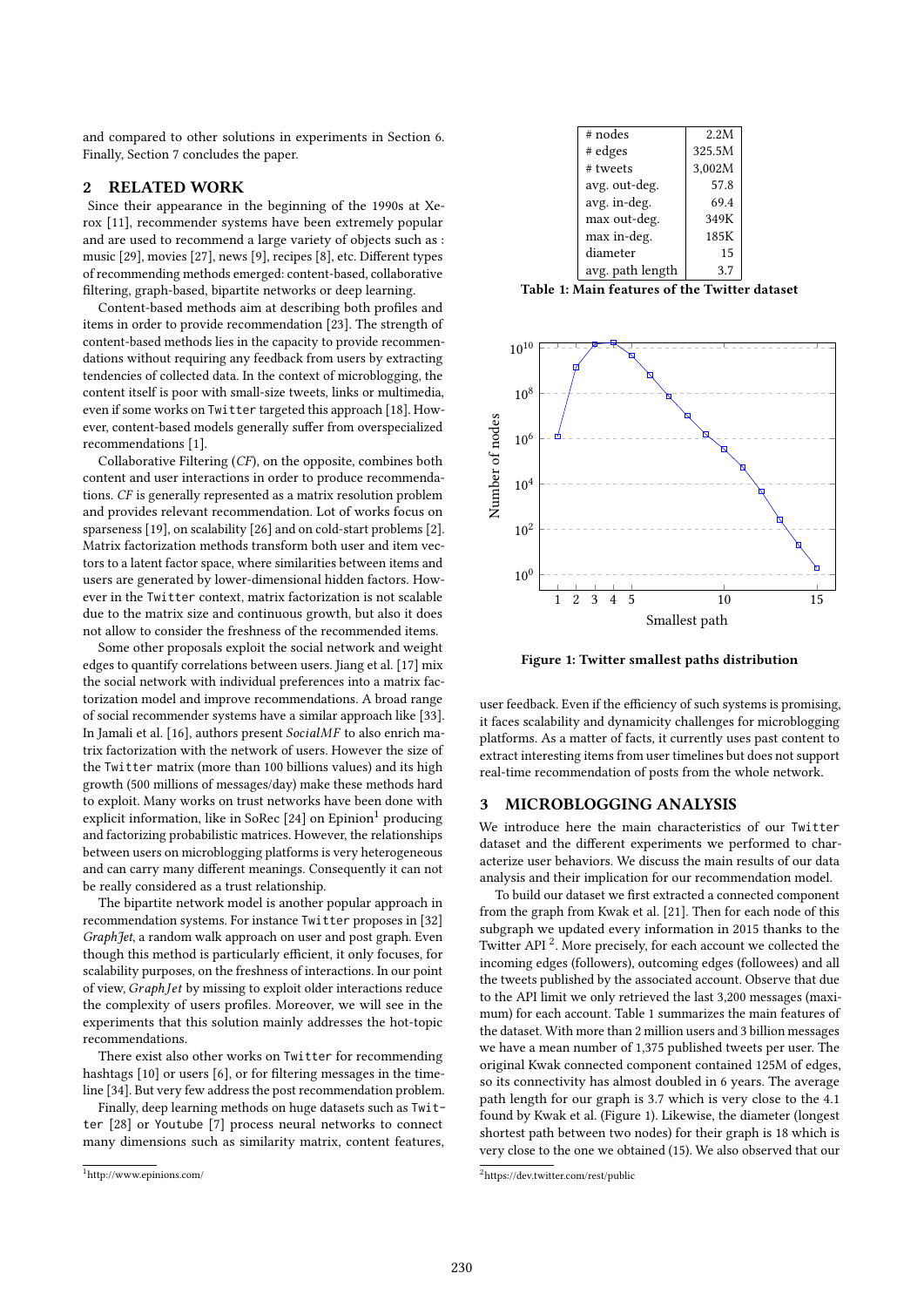and compared to other solutions in experiments in Section 6. Finally, Section 7 concludes the paper.

## 2 RELATED WORK

Since their appearance in the beginning of the 1990s at Xerox [11], recommender systems have been extremely popular and are used to recommend a large variety of objects such as : music [29], movies [27], news [9], recipes [8], etc. Different types of recommending methods emerged: content-based, collaborative filtering, graph-based, bipartite networks or deep learning.

Content-based methods aim at describing both profiles and items in order to provide recommendation [23]. The strength of content-based methods lies in the capacity to provide recommendations without requiring any feedback from users by extracting tendencies of collected data. In the context of microblogging, the content itself is poor with small-size tweets, links or multimedia, even if some works on Twitter targeted this approach [18]. However, content-based models generally suffer from overspecialized recommendations [1].

Collaborative Filtering (*CF*), on the opposite, combines both content and user interactions in order to produce recommendations. *CF* is generally represented as a matrix resolution problem and provides relevant recommendation. Lot of works focus on sparseness [19], on scalability [26] and on cold-start problems [2]. Matrix factorization methods transform both user and item vectors to a latent factor space, where similarities between items and users are generated by lower-dimensional hidden factors. However in the Twitter context, matrix factorization is not scalable due to the matrix size and continuous growth, but also it does not allow to consider the freshness of the recommended items.

Some other proposals exploit the social network and weight edges to quantify correlations between users. Jiang et al. [17] mix the social network with individual preferences into a matrix factorization model and improve recommendations. A broad range of social recommender systems have a similar approach like [33]. In Jamali et al. [16], authors present *SocialMF* to also enrich matrix factorization with the network of users. However the size of the Twitter matrix (more than 100 billions values) and its high growth (500 millions of messages/day) make these methods hard to exploit. Many works on trust networks have been done with explicit information, like in SoRec [24] on Epinion[1] producing and factorizing probabilistic matrices. However, the relationships between users on microblogging platforms is very heterogeneous and can carry many different meanings. Consequently it can not be really considered as a trust relationship.

The bipartite network model is another popular approach in recommendation systems. For instance Twitter proposes in [32] *GraphJet*, a random walk approach on user and post graph. Even though this method is particularly efficient, it only focuses, for scalability purposes, on the freshness of interactions. In our point of view, *GraphJet* by missing to exploit older interactions reduce the complexity of users profiles. Moreover, we will see in the experiments that this solution mainly addresses the hot-topic recommendations.

There exist also other works on Twitter for recommending hashtags [10] or users [6], or for filtering messages in the timeline [34]. But very few address the post recommendation problem.

Finally, deep learning methods on huge datasets such as Twitter [28] or Youtube [7] process neural networks to connect many dimensions such as similarity matrix, content features, user feedback. Even if the efficiency of such systems is promising, it faces scalability and dynamicity challenges for microblogging platforms. As a matter of facts, it currently uses past content to extract interesting items from user timelines but does not support real-time recommendation of posts from the whole network.

[1] http://www.epinions.com/

| | |
|---|---|
| # nodes | 2.2M |
| # edges | 325.5M |
| # tweets | 3,002M |
| avg. out-deg. | 57.8 |
| avg. in-deg. | 69.4 |
| max out-deg. | 349K |
| max in-deg. | 185K |
| diameter | 15 |
| avg. path length | 3.7 |

**Table 1: Main features of the Twitter dataset**

**Figure 1: Twitter smallest paths distribution**

## 3 MICROBLOGGING ANALYSIS

We introduce here the main characteristics of our Twitter dataset and the different experiments we performed to characterize user behaviors. We discuss the main results of our data analysis and their implication for our recommendation model.

To build our dataset we first extracted a connected component from the graph from Kwak et al. [21]. Then for each node of this subgraph we updated every information in 2015 thanks to the Twitter API [2]. More precisely, for each account we collected the incoming edges (followers), outcoming edges (followees) and all the tweets published by the associated account. Observe that due to the API limit we only retrieved the last 3,200 messages (maximum) for each account. Table 1 summarizes the main features of the dataset. With more than 2 million users and 3 billion messages we have a mean number of 1,375 published tweets per user. The original Kwak connected component contained 125M of edges, so its connectivity has almost doubled in 6 years. The average path length for our graph is 3.7 which is very close to the 4.1 found by Kwak et al. (Figure 1). Likewise, the diameter (longest shortest path between two nodes) for their graph is 18 which is very close to the one we obtained (15). We also observed that our

[2] https://dev.twitter.com/rest/public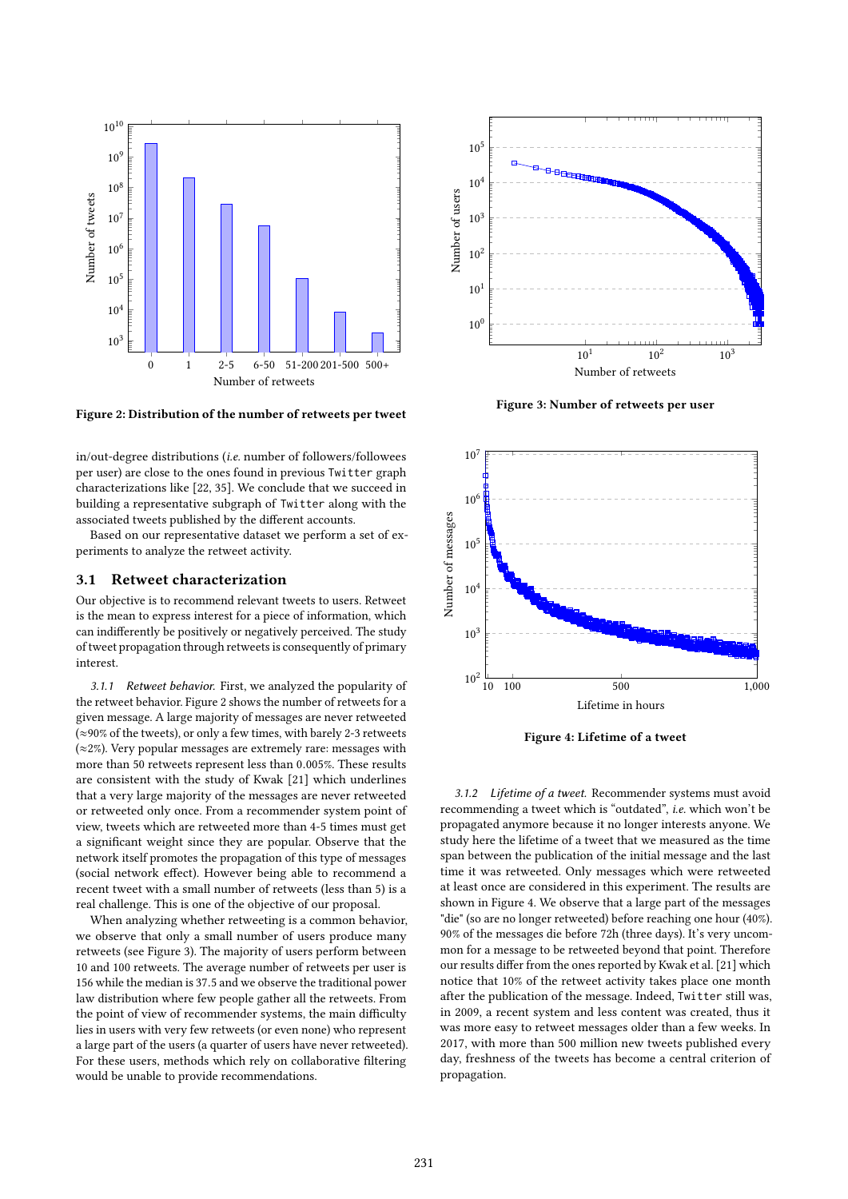Figure 2: Distribution of the number of retweets per tweet

Figure 3: Number of retweets per user

Figure 4: Lifetime of a tweet

in/out-degree distributions (*i.e.* number of followers/followees per user) are close to the ones found in previous Twitter graph characterizations like [22, 35]. We conclude that we succeed in building a representative subgraph of Twitter along with the associated tweets published by the different accounts.

Based on our representative dataset we perform a set of experiments to analyze the retweet activity.

## 3.1 Retweet characterization

Our objective is to recommend relevant tweets to users. Retweet is the mean to express interest for a piece of information, which can indifferently be positively or negatively perceived. The study of tweet propagation through retweets is consequently of primary interest.

*3.1.1 Retweet behavior.* First, we analyzed the popularity of the retweet behavior. Figure 2 shows the number of retweets for a given message. A large majority of messages are never retweeted (≈90% of the tweets), or only a few times, with barely 2-3 retweets (≈2%). Very popular messages are extremely rare: messages with more than 50 retweets represent less than 0.005%. These results are consistent with the study of Kwak [21] which underlines that a very large majority of the messages are never retweeted or retweeted only once. From a recommender system point of view, tweets which are retweeted more than 4-5 times must get a significant weight since they are popular. Observe that the network itself promotes the propagation of this type of messages (social network effect). However being able to recommend a recent tweet with a small number of retweets (less than 5) is a real challenge. This is one of the objective of our proposal.

When analyzing whether retweeting is a common behavior, we observe that only a small number of users produce many retweets (see Figure 3). The majority of users perform between 10 and 100 retweets. The average number of retweets per user is 156 while the median is 37.5 and we observe the traditional power law distribution where few people gather all the retweets. From the point of view of recommender systems, the main difficulty lies in users with very few retweets (or even none) who represent a large part of the users (a quarter of users have never retweeted). For these users, methods which rely on collaborative filtering would be unable to provide recommendations.

*3.1.2 Lifetime of a tweet.* Recommender systems must avoid recommending a tweet which is "outdated", *i.e.* which won't be propagated anymore because it no longer interests anyone. We study here the lifetime of a tweet that we measured as the time span between the publication of the initial message and the last time it was retweeted. Only messages which were retweeted at least once are considered in this experiment. The results are shown in Figure 4. We observe that a large part of the messages "die" (so are no longer retweeted) before reaching one hour (40%). 90% of the messages die before 72h (three days). It's very uncommon for a message to be retweeted beyond that point. Therefore our results differ from the ones reported by Kwak et al. [21] which notice that 10% of the retweet activity takes place one month after the publication of the message. Indeed, Twitter still was, in 2009, a recent system and less content was created, thus it was more easy to retweet messages older than a few weeks. In 2017, with more than 500 million new tweets published every day, freshness of the tweets has become a central criterion of propagation.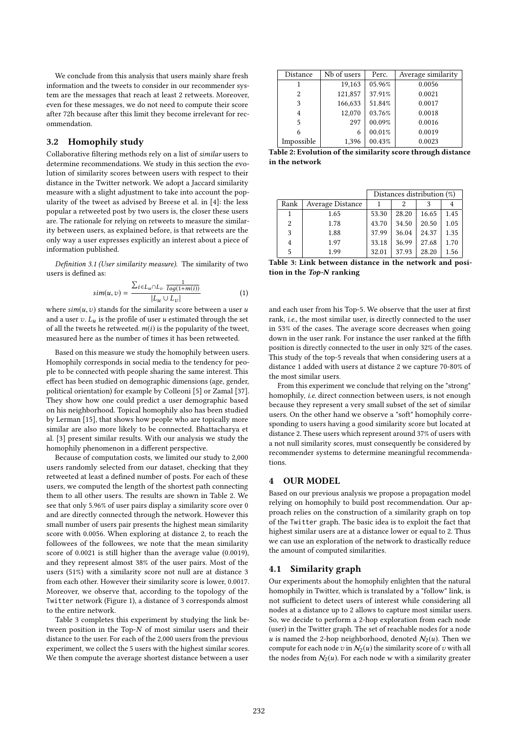We conclude from this analysis that users mainly share fresh information and the tweets to consider in our recommender system are the messages that reach at least 2 retweets. Moreover, even for these messages, we do not need to compute their score after 72h because after this limit they become irrelevant for recommendation.

## 3.2 Homophily study

Collaborative filtering methods rely on a list of *similar* users to determine recommendations. We study in this section the evolution of similarity scores between users with respect to their distance in the Twitter network. We adopt a Jaccard similarity measure with a slight adjustment to take into account the popularity of the tweet as advised by Breese et al. in [4]: the less popular a retweeted post by two users is, the closer these users are. The rationale for relying on retweets to measure the similarity between users, as explained before, is that retweets are the only way a user expresses explicitly an interest about a piece of information published.

*Definition 3.1 (User similarity measure).* The similarity of two users is defined as:

$$sim(u, v) = \frac{\sum_{i \in L_u \cap L_v} \frac{1}{log(1+m(i))}}{|L_u \cup L_v|} \qquad (1)$$

where $sim(u, v)$ stands for the similarity score between a user $u$ and a user $v$. $L_u$ is the profile of user $u$ estimated through the set of all the tweets he retweeted. $m(i)$ is the popularity of the tweet, measured here as the number of times it has been retweeted.

Based on this measure we study the homophily between users. Homophily corresponds in social media to the tendency for people to be connected with people sharing the same interest. This effect has been studied on demographic dimensions (age, gender, political orientation) for example by Colleoni [5] or Zamal [37]. They show how one could predict a user demographic based on his neighborhood. Topical homophily also has been studied by Lerman [15], that shows how people who are topically more similar are also more likely to be connected. Bhattacharya et al. [3] present similar results. With our analysis we study the homophily phenomenon in a different perspective.

Because of computation costs, we limited our study to 2,000 users randomly selected from our dataset, checking that they retweeted at least a defined number of posts. For each of these users, we computed the length of the shortest path connecting them to all other users. The results are shown in Table 2. We see that only 5.96% of user pairs display a similarity score over 0 and are directly connected through the network. However this small number of users pair presents the highest mean similarity score with 0.0056. When exploring at distance 2, to reach the followees of the followees, we note that the mean similarity score of 0.0021 is still higher than the average value (0.0019), and they represent almost 38% of the user pairs. Most of the users (51%) with a similarity score not null are at distance 3 from each other. However their similarity score is lower, 0.0017. Moreover, we observe that, according to the topology of the Twitter network (Figure 1), a distance of 3 corresponds almost to the entire network.

Table 3 completes this experiment by studying the link between position in the Top-$N$ of most similar users and their distance to the user. For each of the 2,000 users from the previous experiment, we collect the 5 users with the highest similar scores. We then compute the average shortest distance between a user and each user from his Top-5. We observe that the user at first rank, *i.e.*, the most similar user, is directly connected to the user in 53% of the cases. The average score decreases when going down in the user rank. For instance the user ranked at the fifth position is directly connected to the user in only 32% of the cases. This study of the top-5 reveals that when considering users at a distance 1 added with users at distance 2 we capture 70-80% of the most similar users.

| Distance | Nb of users | Perc. | Average similarity |
|---|---|---|---|
| 1 | 19,163 | 05.96% | 0.0056 |
| 2 | 121,857 | 37.91% | 0.0021 |
| 3 | 166,633 | 51.84% | 0.0017 |
| 4 | 12,070 | 03.76% | 0.0018 |
| 5 | 297 | 00.09% | 0.0016 |
| 6 | 6 | 00.01% | 0.0019 |
| Impossible | 1,396 | 00.43% | 0.0023 |

**Table 2: Evolution of the similarity score through distance in the network**

| | | Distances distribution (%) | | | |
|---|---|---|---|---|---|
| Rank | Average Distance | 1 | 2 | 3 | 4 |
| 1 | 1.65 | 53.30 | 28.20 | 16.65 | 1.45 |
| 2 | 1.78 | 43.70 | 34.50 | 20.50 | 1.05 |
| 3 | 1.88 | 37.99 | 36.04 | 24.37 | 1.35 |
| 4 | 1.97 | 33.18 | 36.99 | 27.68 | 1.70 |
| 5 | 1.99 | 32.01 | 37.93 | 28.20 | 1.56 |

**Table 3: Link between distance in the network and position in the *Top-N* ranking**

From this experiment we conclude that relying on the "strong" homophily, *i.e.* direct connection between users, is not enough because they represent a very small subset of the set of similar users. On the other hand we observe a "soft" homophily corresponding to users having a good similarity score but located at distance 2. These users which represent around 37% of users with a not null similarity scores, must consequently be considered by recommender systems to determine meaningful recommendations.

# 4 OUR MODEL

Based on our previous analysis we propose a propagation model relying on homophily to build post recommendation. Our approach relies on the construction of a similarity graph on top of the Twitter graph. The basic idea is to exploit the fact that highest similar users are at a distance lower or equal to 2. Thus we can use an exploration of the network to drastically reduce the amount of computed similarities.

## 4.1 Similarity graph

Our experiments about the homophily enlighten that the natural homophily in Twitter, which is translated by a "follow" link, is not sufficient to detect users of interest while considering all nodes at a distance up to 2 allows to capture most similar users. So, we decide to perform a 2-hop exploration from each node (user) in the Twitter graph. The set of reachable nodes for a node $u$ is named the 2-hop neighborhood, denoted $\mathcal{N}_2(u)$. Then we compute for each node $v$ in $\mathcal{N}_2(u)$ the similarity score of $v$ with all the nodes from $\mathcal{N}_2(u)$. For each node $w$ with a similarity greater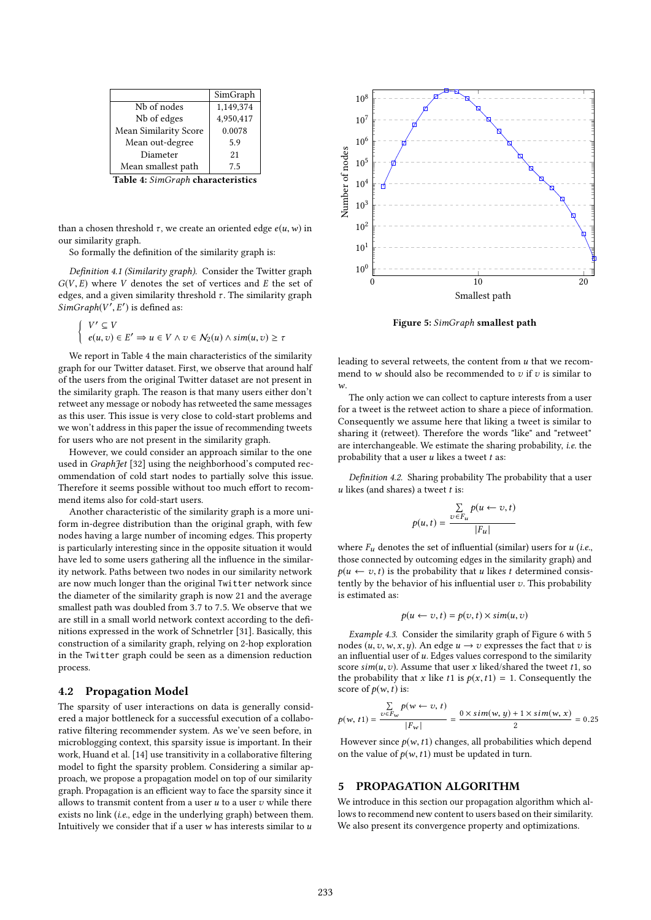|  | SimGraph |
|---|---|
| Nb of nodes | 1,149,374 |
| Nb of edges | 4,950,417 |
| Mean Similarity Score | 0.0078 |
| Mean out-degree | 5.9 |
| Diameter | 21 |
| Mean smallest path | 7.5 |

**Table 4:** ***SimGraph*** **characteristics**

than a chosen threshold $\tau$, we create an oriented edge $e(u, w)$ in our similarity graph.

So formally the definition of the similarity graph is:

*Definition 4.1 (Similarity graph).* Consider the Twitter graph $G(V, E)$ where $V$ denotes the set of vertices and $E$ the set of edges, and a given similarity threshold $\tau$. The similarity graph $SimGraph(V', E')$ is defined as:

$$\begin{cases} V' \subseteq V \\ e(u, v) \in E' \Rightarrow u \in V \wedge v \in \mathcal{N}_2(u) \wedge sim(u, v) \geq \tau \end{cases}$$

We report in Table 4 the main characteristics of the similarity graph for our Twitter dataset. First, we observe that around half of the users from the original Twitter dataset are not present in the similarity graph. The reason is that many users either don't retweet any message or nobody has retweeted the same messages as this user. This issue is very close to cold-start problems and we won't address in this paper the issue of recommending tweets for users who are not present in the similarity graph.

However, we could consider an approach similar to the one used in *GraphJet* [32] using the neighborhood's computed recommendation of cold start nodes to partially solve this issue. Therefore it seems possible without too much effort to recommend items also for cold-start users.

Another characteristic of the similarity graph is a more uniform in-degree distribution than the original graph, with few nodes having a large number of incoming edges. This property is particularly interesting since in the opposite situation it would have led to some users gathering all the influence in the similarity network. Paths between two nodes in our similarity network are now much longer than the original `Twitter` network since the diameter of the similarity graph is now 21 and the average smallest path was doubled from 3.7 to 7.5. We observe that we are still in a small world network context according to the definitions expressed in the work of Schnetrler [31]. Basically, this construction of a similarity graph, relying on 2-hop exploration in the `Twitter` graph could be seen as a dimension reduction process.

## 4.2 Propagation Model

The sparsity of user interactions on data is generally considered a major bottleneck for a successful execution of a collaborative filtering recommender system. As we've seen before, in microblogging context, this sparsity issue is important. In their work, Huand et al. [14] use transitivity in a collaborative filtering model to fight the sparsity problem. Considering a similar approach, we propose a propagation model on top of our similarity graph. Propagation is an efficient way to face the sparsity since it allows to transmit content from a user $u$ to a user $v$ while there exists no link (*i.e.*, edge in the underlying graph) between them. Intuitively we consider that if a user $w$ has interests similar to $u$

**Figure 5:** ***SimGraph*** **smallest path**

leading to several retweets, the content from $u$ that we recommend to $w$ should also be recommended to $v$ if $v$ is similar to $w$.

The only action we can collect to capture interests from a user for a tweet is the retweet action to share a piece of information. Consequently we assume here that liking a tweet is similar to sharing it (retweet). Therefore the words "like" and "retweet" are interchangeable. We estimate the sharing probability, *i.e.* the probability that a user $u$ likes a tweet $t$ as:

*Definition 4.2.* Sharing probability The probability that a user $u$ likes (and shares) a tweet $t$ is:

$$p(u, t) = \frac{\sum_{v \in F_u} p(u \leftarrow v, t)}{|F_u|}$$

where $F_u$ denotes the set of influential (similar) users for $u$ (*i.e.*, those connected by outcoming edges in the similarity graph) and $p(u \leftarrow v, t)$ is the probability that $u$ likes $t$ determined consistently by the behavior of his influential user $v$. This probability is estimated as:

$$p(u \leftarrow v, t) = p(v, t) \times sim(u, v)$$

*Example 4.3.* Consider the similarity graph of Figure 6 with 5 nodes $(u, v, w, x, y)$. An edge $u \rightarrow v$ expresses the fact that $v$ is an influential user of $u$. Edges values correspond to the similarity score $sim(u, v)$. Assume that user $x$ liked/shared the tweet $t1$, so the probability that $x$ like $t1$ is $p(x, t1) = 1$. Consequently the score of $p(w, t)$ is:

$$p(w, t1) = \frac{\sum_{v \in F_w} p(w \leftarrow v, t)}{|F_w|} = \frac{0 \times sim(w, y) + 1 \times sim(w, x)}{2} = 0.25$$

However since $p(x, t1)$ changes, all probabilities which depend on the value of $p(w, t1)$ must be updated in turn.

# 5 PROPAGATION ALGORITHM

We introduce in this section our propagation algorithm which allows to recommend new content to users based on their similarity. We also present its convergence property and optimizations.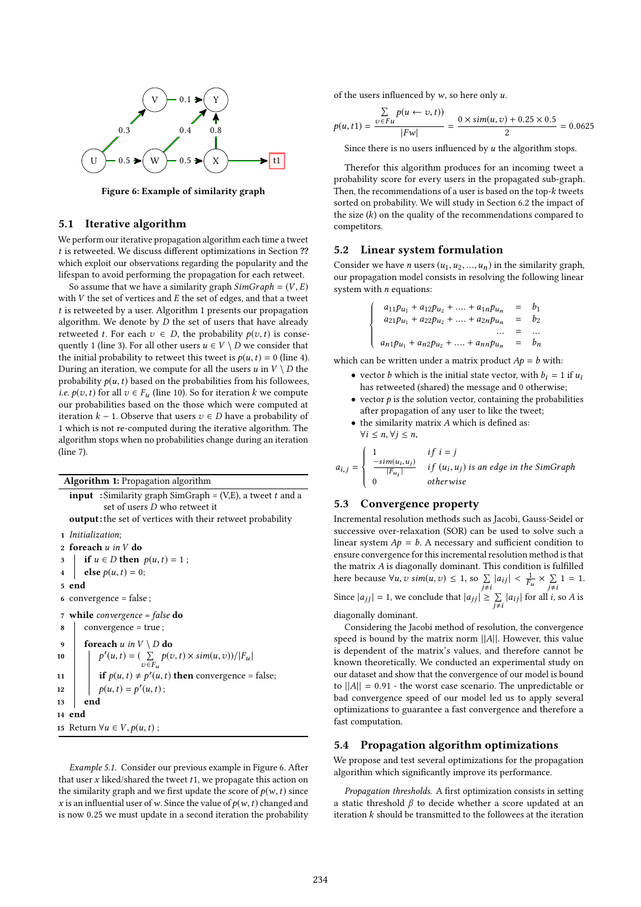Figure 6: Example of similarity graph

## 5.1 Iterative algorithm

We perform our iterative propagation algorithm each time a tweet $t$ is retweeted. We discuss different optimizations in Section ?? which exploit our observations regarding the popularity and the lifespan to avoid performing the propagation for each retweet.

So assume that we have a similarity graph $SimGraph = (V, E)$ with $V$ the set of vertices and $E$ the set of edges, and that a tweet $t$ is retweeted by a user. Algorithm 1 presents our propagation algorithm. We denote by $D$ the set of users that have already retweeted $t$. For each $v \in D$, the probability $p(v, t)$ is consequently 1 (line 3). For all other users $u \in V \setminus D$ we consider that the initial probability to retweet this tweet is $p(u, t) = 0$ (line 4). During an iteration, we compute for all the users $u$ in $V \setminus D$ the probability $p(u, t)$ based on the probabilities from his followees, *i.e.* $p(v, t)$ for all $v \in F_u$ (line 10). So for iteration $k$ we compute our probabilities based on the those which were computed at iteration $k - 1$. Observe that users $v \in D$ have a probability of 1 which is not re-computed during the iterative algorithm. The algorithm stops when no probabilities change during an iteration (line 7).

**Algorithm 1:** Propagation algorithm

**input :** Similarity graph SimGraph = (V,E), a tweet $t$ and a set of users $D$ who retweet it
**output :** the set of vertices with their retweet probability

```
1  Initialization;
2  foreach u in V do
3      if u ∈ D then p(u,t) = 1 ;
4      else p(u,t) = 0;
5  end
6  convergence = false ;
7  while convergence = false do
8      convergence = true ;
9      foreach u in V \ D do
10         p'(u,t) = ( Σ_{v∈F_u} p(v,t) × sim(u,v))/|F_u|
11         if p(u,t) ≠ p'(u,t) then convergence = false;
12         p(u,t) = p'(u,t) ;
13     end
14 end
15 Return ∀u ∈ V, p(u,t) ;
```

*Example 5.1.* Consider our previous example in Figure 6. After that user $x$ liked/shared the tweet $t1$, we propagate this action on the similarity graph and we first update the score of $p(w, t)$ since $x$ is an influential user of $w$. Since the value of $p(w, t)$ changed and is now 0.25 we must update in a second iteration the probability of the users influenced by $w$, so here only $u$.

$$p(u, t1) = \frac{\sum_{v \in Fu} p(u \leftarrow v, t))}{|Fw|} = \frac{0 \times sim(u, v) + 0.25 \times 0.5}{2} = 0.0625$$

Since there is no users influenced by $u$ the algorithm stops.

Therefor this algorithm produces for an incoming tweet a probability score for every users in the propagated sub-graph. Then, the recommendations of a user is based on the top-$k$ tweets sorted on probability. We will study in Section 6.2 the impact of the size ($k$) on the quality of the recommendations compared to competitors.

## 5.2 Linear system formulation

Consider we have $n$ users $(u_1, u_2, ..., u_n)$ in the similarity graph, our propagation model consists in resolving the following linear system with $n$ equations:

$$\begin{cases} a_{11}p_{u_1} + a_{12}p_{u_2} + .... + a_{1n}p_{u_n} &= b_1 \\ a_{21}p_{u_1} + a_{22}p_{u_2} + .... + a_{2n}p_{u_n} &= b_2 \\ ... &= ... \\ a_{n1}p_{u_1} + a_{n2}p_{u_2} + .... + a_{nn}p_{u_n} &= b_n \end{cases}$$

which can be written under a matrix product $Ap = b$ with:

- vector $b$ which is the initial state vector, with $b_i = 1$ if $u_i$ has retweeted (shared) the message and 0 otherwise;
- vector $p$ is the solution vector, containing the probabilities after propagation of any user to like the tweet;
- the similarity matrix $A$ is defined as: $\forall i \leq n, \forall j \leq n$,

$$a_{i,j} = \begin{cases} 1 & if\ i = j \\ \frac{-sim(u_i, u_j)}{|F_{u_i}|} & if\ (u_i, u_j)\ is\ an\ edge\ in\ the\ SimGraph \\ 0 & otherwise \end{cases}$$

## 5.3 Convergence property

Incremental resolution methods such as Jacobi, Gauss-Seidel or successive over-relaxation (SOR) can be used to solve such a linear system $Ap = b$. A necessary and sufficient condition to ensure convergence for this incremental resolution method is that the matrix $A$ is diagonally dominant. This condition is fulfilled here because $\forall u, v\ sim(u, v) \leq 1$, so $\sum_{j \neq i} |a_{ij}| < \frac{1}{F_u} \times \sum_{j \neq i} 1 = 1$. Since $|a_{jj}| = 1$, we conclude that $|a_{jj}| \geq \sum_{j \neq i} |a_{ij}|$ for all $i$, so $A$ is diagonally dominant.

Considering the Jacobi method of resolution, the convergence speed is bound by the matrix norm $||A||$. However, this value is dependent of the matrix's values, and therefore cannot be known theoretically. We conducted an experimental study on our dataset and show that the convergence of our model is bound to $||A|| = 0.91$ - the worst case scenario. The unpredictable or bad convergence speed of our model led us to apply several optimizations to guarantee a fast convergence and therefore a fast computation.

## 5.4 Propagation algorithm optimizations

We propose and test several optimizations for the propagation algorithm which significantly improve its performance.

*Propagation thresholds.* A first optimization consists in setting a static threshold $\beta$ to decide whether a score updated at an iteration $k$ should be transmitted to the followees at the iteration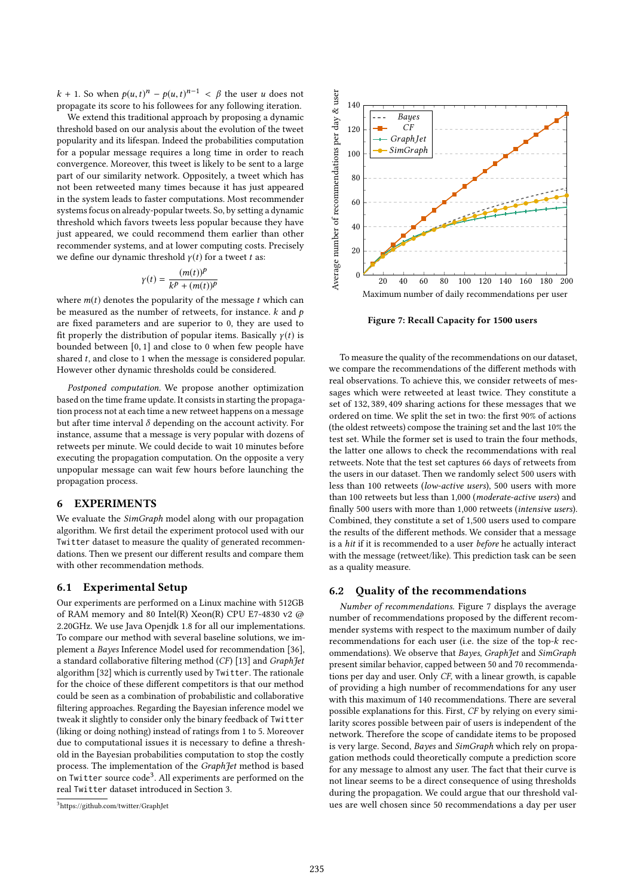$k + 1$. So when $p(u,t)^n - p(u,t)^{n-1} < \beta$ the user $u$ does not propagate its score to his followees for any following iteration.

We extend this traditional approach by proposing a dynamic threshold based on our analysis about the evolution of the tweet popularity and its lifespan. Indeed the probabilities computation for a popular message requires a long time in order to reach convergence. Moreover, this tweet is likely to be sent to a large part of our similarity network. Oppositely, a tweet which has not been retweeted many times because it has just appeared in the system leads to faster computations. Most recommender systems focus on already-popular tweets. So, by setting a dynamic threshold which favors tweets less popular because they have just appeared, we could recommend them earlier than other recommender systems, and at lower computing costs. Precisely we define our dynamic threshold $\gamma(t)$ for a tweet $t$ as:

$$\gamma(t) = \frac{(m(t))^p}{k^p + (m(t))^p}$$

where $m(t)$ denotes the popularity of the message $t$ which can be measured as the number of retweets, for instance. $k$ and $p$ are fixed parameters and are superior to 0, they are used to fit properly the distribution of popular items. Basically $\gamma(t)$ is bounded between $[0, 1]$ and close to 0 when few people have shared $t$, and close to 1 when the message is considered popular. However other dynamic thresholds could be considered.

*Postponed computation.* We propose another optimization based on the time frame update. It consists in starting the propagation process not at each time a new retweet happens on a message but after time interval $\delta$ depending on the account activity. For instance, assume that a message is very popular with dozens of retweets per minute. We could decide to wait 10 minutes before executing the propagation computation. On the opposite a very unpopular message can wait few hours before launching the propagation process.

# 6 EXPERIMENTS

We evaluate the *SimGraph* model along with our propagation algorithm. We first detail the experiment protocol used with our Twitter dataset to measure the quality of generated recommendations. Then we present our different results and compare them with other recommendation methods.

## 6.1 Experimental Setup

Our experiments are performed on a Linux machine with 512GB of RAM memory and 80 Intel(R) Xeon(R) CPU E7-4830 v2 @ 2.20GHz. We use Java Openjdk 1.8 for all our implementations. To compare our method with several baseline solutions, we implement a *Bayes* Inference Model used for recommendation [36], a standard collaborative filtering method (*CF*) [13] and *GraphJet* algorithm [32] which is currently used by Twitter. The rationale for the choice of these different competitors is that our method could be seen as a combination of probabilistic and collaborative filtering approaches. Regarding the Bayesian inference model we tweak it slightly to consider only the binary feedback of Twitter (liking or doing nothing) instead of ratings from 1 to 5. Moreover due to computational issues it is necessary to define a threshold in the Bayesian probabilities computation to stop the costly process. The implementation of the *GraphJet* method is based on Twitter source code[3]. All experiments are performed on the real Twitter dataset introduced in Section 3.

[3] https://github.com/twitter/GraphJet

**Figure 7: Recall Capacity for 1500 users**

To measure the quality of the recommendations on our dataset, we compare the recommendations of the different methods with real observations. To achieve this, we consider retweets of messages which were retweeted at least twice. They constitute a set of 132,389,409 sharing actions for these messages that we ordered on time. We split the set in two: the first 90% of actions (the oldest retweets) compose the training set and the last 10% the test set. While the former set is used to train the four methods, the latter one allows to check the recommendations with real retweets. Note that the test set captures 66 days of retweets from the users in our dataset. Then we randomly select 500 users with less than 100 retweets (*low-active users*), 500 users with more than 100 retweets but less than 1,000 (*moderate-active users*) and finally 500 users with more than 1,000 retweets (*intensive users*). Combined, they constitute a set of 1,500 users used to compare the results of the different methods. We consider that a message is a *hit* if it is recommended to a user *before* he actually interact with the message (retweet/like). This prediction task can be seen as a quality measure.

## 6.2 Quality of the recommendations

*Number of recommendations.* Figure 7 displays the average number of recommendations proposed by the different recommender systems with respect to the maximum number of daily recommendations for each user (i.e. the size of the top-$k$ recommendations). We observe that *Bayes*, *GraphJet* and *SimGraph* present similar behavior, capped between 50 and 70 recommendations per day and user. Only *CF*, with a linear growth, is capable of providing a high number of recommendations for any user with this maximum of 140 recommendations. There are several possible explanations for this. First, *CF* by relying on every similarity scores possible between pair of users is independent of the network. Therefore the scope of candidate items to be proposed is very large. Second, *Bayes* and *SimGraph* which rely on propagation methods could theoretically compute a prediction score for any message to almost any user. The fact that their curve is not linear seems to be a direct consequence of using thresholds during the propagation. We could argue that our threshold values are well chosen since 50 recommendations a day per user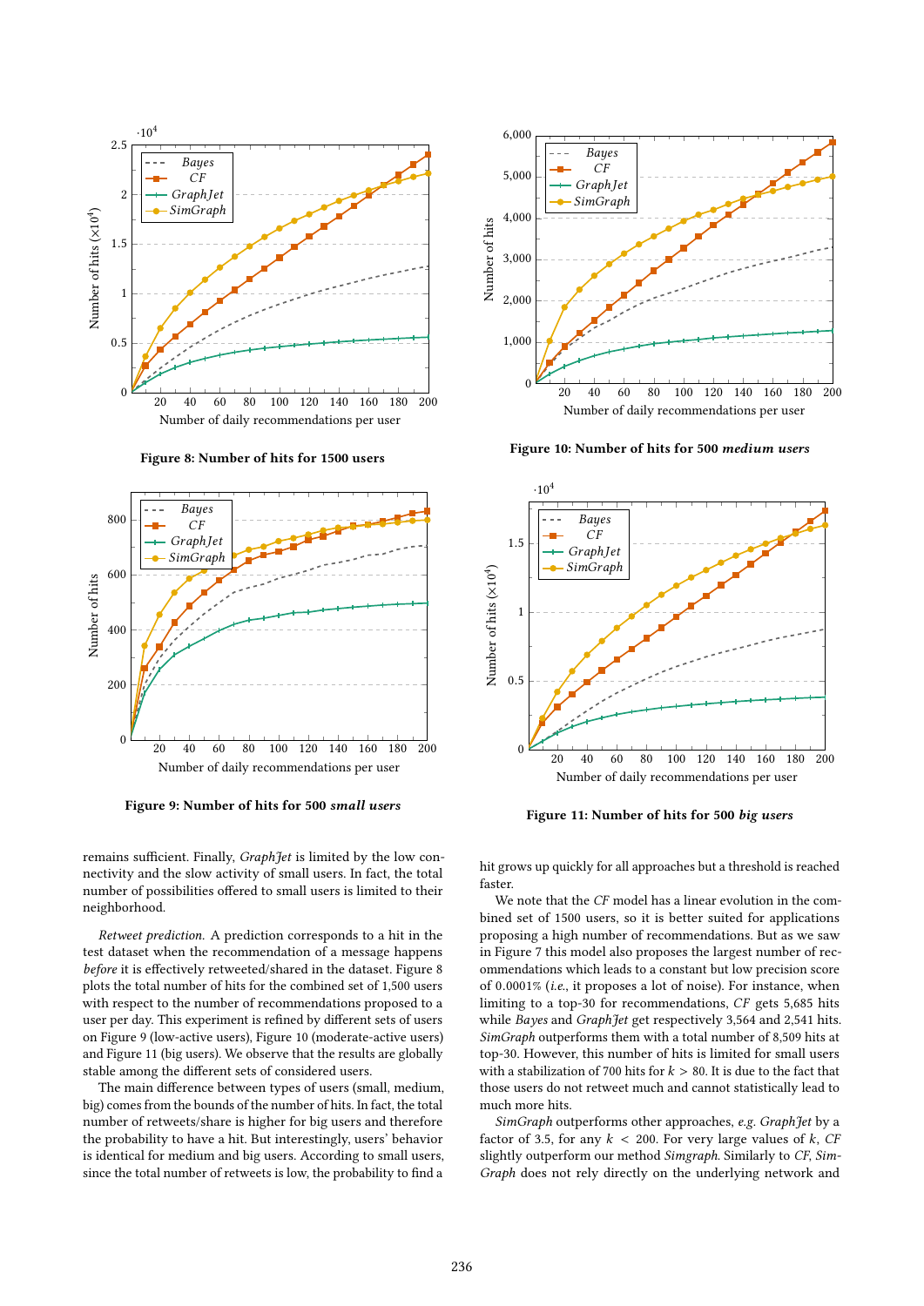Figure 8: Number of hits for 1500 users

Figure 10: Number of hits for 500 *medium users*

Figure 9: Number of hits for 500 *small users*

Figure 11: Number of hits for 500 *big users*

remains sufficient. Finally, *GraphJet* is limited by the low connectivity and the slow activity of small users. In fact, the total number of possibilities offered to small users is limited to their neighborhood.

*Retweet prediction.* A prediction corresponds to a hit in the test dataset when the recommendation of a message happens *before* it is effectively retweeted/shared in the dataset. Figure 8 plots the total number of hits for the combined set of 1,500 users with respect to the number of recommendations proposed to a user per day. This experiment is refined by different sets of users on Figure 9 (low-active users), Figure 10 (moderate-active users) and Figure 11 (big users). We observe that the results are globally stable among the different sets of considered users.

The main difference between types of users (small, medium, big) comes from the bounds of the number of hits. In fact, the total number of retweets/share is higher for big users and therefore the probability to have a hit. But interestingly, users' behavior is identical for medium and big users. According to small users, since the total number of retweets is low, the probability to find a hit grows up quickly for all approaches but a threshold is reached faster.

We note that the *CF* model has a linear evolution in the combined set of 1500 users, so it is better suited for applications proposing a high number of recommendations. But as we saw in Figure 7 this model also proposes the largest number of recommendations which leads to a constant but low precision score of 0.0001% (*i.e.*, it proposes a lot of noise). For instance, when limiting to a top-30 for recommendations, *CF* gets 5,685 hits while *Bayes* and *GraphJet* get respectively 3,564 and 2,541 hits. *SimGraph* outperforms them with a total number of 8,509 hits at top-30. However, this number of hits is limited for small users with a stabilization of 700 hits for $k > 80$. It is due to the fact that those users do not retweet much and cannot statistically lead to much more hits.

*SimGraph* outperforms other approaches, *e.g. GraphJet* by a factor of 3.5, for any $k < 200$. For very large values of $k$, *CF* slightly outperform our method *Simgraph*. Similarly to *CF*, *SimGraph* does not rely directly on the underlying network and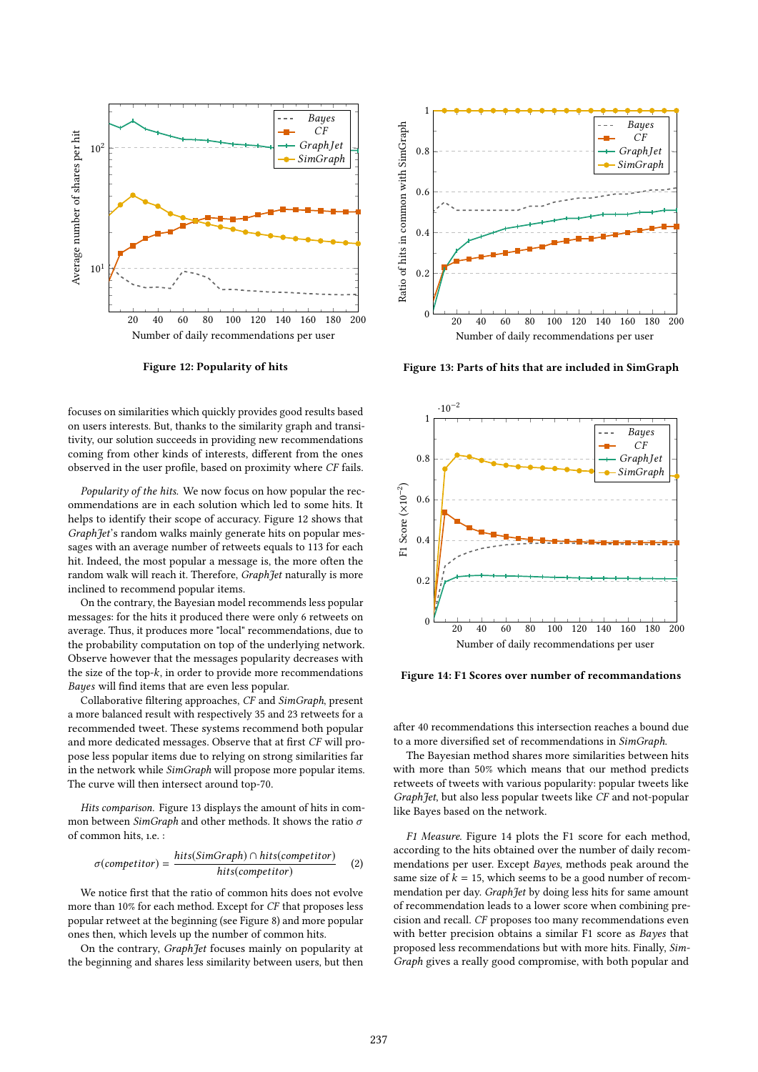Figure 12: Popularity of hits

Figure 13: Parts of hits that are included in SimGraph

Figure 14: F1 Scores over number of recommandations

focuses on similarities which quickly provides good results based on users interests. But, thanks to the similarity graph and transitivity, our solution succeeds in providing new recommendations coming from other kinds of interests, different from the ones observed in the user profile, based on proximity where *CF* fails.

*Popularity of the hits.* We now focus on how popular the recommendations are in each solution which led to some hits. It helps to identify their scope of accuracy. Figure 12 shows that *GraphJet*'s random walks mainly generate hits on popular messages with an average number of retweets equals to 113 for each hit. Indeed, the most popular a message is, the more often the random walk will reach it. Therefore, *GraphJet* naturally is more inclined to recommend popular items.

On the contrary, the Bayesian model recommends less popular messages: for the hits it produced there were only 6 retweets on average. Thus, it produces more "local" recommendations, due to the probability computation on top of the underlying network. Observe however that the messages popularity decreases with the size of the top-$k$, in order to provide more recommendations *Bayes* will find items that are even less popular.

Collaborative filtering approaches, *CF* and *SimGraph*, present a more balanced result with respectively 35 and 23 retweets for a recommended tweet. These systems recommend both popular and more dedicated messages. Observe that at first *CF* will propose less popular items due to relying on strong similarities far in the network while *SimGraph* will propose more popular items. The curve will then intersect around top-70.

*Hits comparison.* Figure 13 displays the amount of hits in common between *SimGraph* and other methods. It shows the ratio $\sigma$ of common hits, i.e. :

$$\sigma(competitor) = \frac{hits(SimGraph) \cap hits(competitor)}{hits(competitor)} \qquad (2)$$

We notice first that the ratio of common hits does not evolve more than 10% for each method. Except for *CF* that proposes less popular retweet at the beginning (see Figure 8) and more popular ones then, which levels up the number of common hits.

On the contrary, *GraphJet* focuses mainly on popularity at the beginning and shares less similarity between users, but then after 40 recommendations this intersection reaches a bound due to a more diversified set of recommendations in *SimGraph*.

The Bayesian method shares more similarities between hits with more than 50% which means that our method predicts retweets of tweets with various popularity: popular tweets like *GraphJet*, but also less popular tweets like *CF* and not-popular like Bayes based on the network.

*F1 Measure.* Figure 14 plots the F1 score for each method, according to the hits obtained over the number of daily recommendations per user. Except *Bayes*, methods peak around the same size of $k = 15$, which seems to be a good number of recommendation per day. *GraphJet* by doing less hits for same amount of recommendation leads to a lower score when combining precision and recall. *CF* proposes too many recommendations even with better precision obtains a similar F1 score as *Bayes* that proposed less recommendations but with more hits. Finally, *SimGraph* gives a really good compromise, with both popular and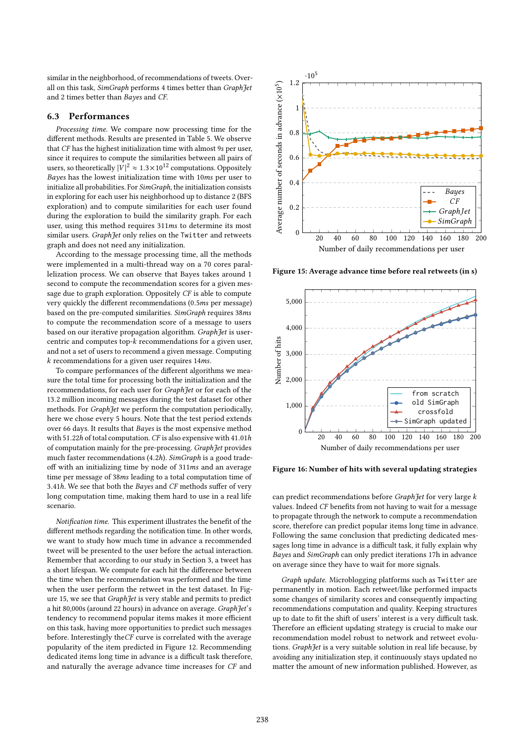similar in the neighborhood, of recommendations of tweets. Overall on this task, *SimGraph* performs 4 times better than *GraphJet* and 2 times better than *Bayes* and *CF*.

### 6.3 Performances

*Processing time.* We compare now processing time for the different methods. Results are presented in Table 5. We observe that *CF* has the highest initialization time with almost 9*s* per user, since it requires to compute the similarities between all pairs of users, so theoretically $|V|^2 \approx 1.3 \times 10^{12}$ computations. Oppositely *Bayes* has the lowest initialization time with 10*ms* per user to initialize all probabilities. For *SimGraph*, the initialization consists in exploring for each user his neighborhood up to distance 2 (BFS exploration) and to compute similarities for each user found during the exploration to build the similarity graph. For each user, using this method requires 311*ms* to determine its most similar users. *GraphJet* only relies on the `Twitter` and retweets graph and does not need any initialization.

According to the message processing time, all the methods were implemented in a multi-thread way on a 70 cores parallelization process. We can observe that Bayes takes around 1 second to compute the recommendation scores for a given message due to graph exploration. Oppositely *CF* is able to compute very quickly the different recommendations (0.5*ms* per message) based on the pre-computed similarities. *SimGraph* requires 38*ms* to compute the recommendation score of a message to users based on our iterative propagation algorithm. *GraphJet* is user-centric and computes top-$k$ recommendations for a given user, and not a set of users to recommend a given message. Computing $k$ recommendations for a given user requires 14*ms*.

To compare performances of the different algorithms we measure the total time for processing both the initialization and the recommendations, for each user for *GraphJet* or for each of the 13.2 million incoming messages during the test dataset for other methods. For *GraphJet* we perform the computation periodically, here we chose every 5 hours. Note that the test period extends over 66 days. It results that *Bayes* is the most expensive method with 51.22*h* of total computation. *CF* is also expensive with 41.01*h* of computation mainly for the pre-processing. *GraphJet* provides much faster recommendations (4.2*h*). *SimGraph* is a good trade-off with an initializing time by node of 311*ms* and an average time per message of 38*ms* leading to a total computation time of 3.41*h*. We see that both the *Bayes* and *CF* methods suffer of very long computation time, making them hard to use in a real life scenario.

*Notification time.* This experiment illustrates the benefit of the different methods regarding the notification time. In other words, we want to study how much time in advance a recommended tweet will be presented to the user before the actual interaction. Remember that according to our study in Section 3, a tweet has a short lifespan. We compute for each hit the difference between the time when the recommendation was performed and the time when the user perform the retweet in the test dataset. In Figure 15, we see that *GraphJet* is very stable and permits to predict a hit 80,000s (around 22 hours) in advance on average. *GraphJet*'s tendency to recommend popular items makes it more efficient on this task, having more opportunities to predict such messages before. Interestingly the*CF* curve is correlated with the average popularity of the item predicted in Figure 12. Recommending dedicated items long time in advance is a difficult task therefore, and naturally the average advance time increases for *CF* and can predict recommendations before *GraphJet* for very large $k$ values. Indeed *CF* benefits from not having to wait for a message to propagate through the network to compute a recommendation score, therefore can predict popular items long time in advance. Following the same conclusion that predicting dedicated messages long time in advance is a difficult task, it fully explain why *Bayes* and *SimGraph* can only predict iterations 17h in advance on average since they have to wait for more signals.

Figure 15: Average advance time before real retweets (in s)

Figure 16: Number of hits with several updating strategies

*Graph update.* Microblogging platforms such as `Twitter` are permanently in motion. Each retweet/like performed impacts some changes of similarity scores and consequently impacting recommendations computation and quality. Keeping structures up to date to fit the shift of users' interest is a very difficult task. Therefore an efficient updating strategy is crucial to make our recommendation model robust to network and retweet evolutions. *GraphJet* is a very suitable solution in real life because, by avoiding any initialization step, it continuously stays updated no matter the amount of new information published. However, as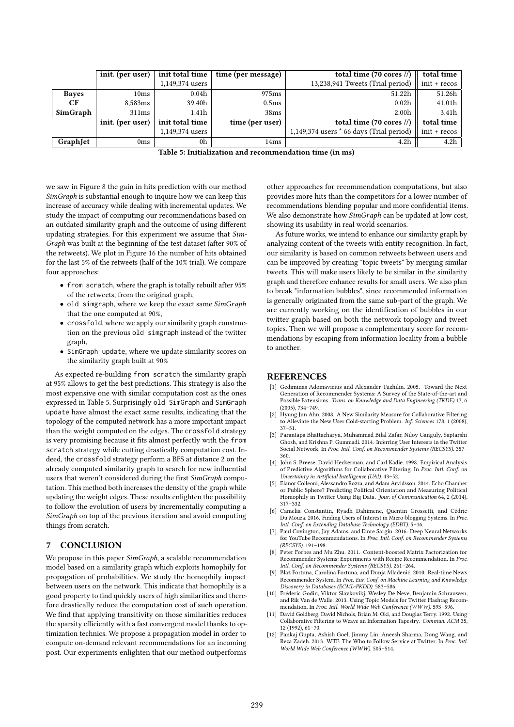| | init. (per user) | init total time | time (per message) | total time (70 cores //) | total time |
|---|---|---|---|---|---|
| | | 1,149,374 users | | 13,238,941 Tweets (Trial period) | init + recos |
| **Bayes** | 10ms | 0.04h | 975ms | 51.22h | 51.26h |
| **CF** | 8,583ms | 39.40h | 0.5ms | 0.02h | 41.01h |
| **SimGraph** | 311ms | 1.41h | 38ms | 2.00h | 3.41h |
| | **init. (per user)** | **init total time** | **time (per user)** | **total time (70 cores //)** | **total time** |
| | | 1,149,374 users | | 1,149,374 users * 66 days (Trial period) | init + recos |
| **GraphJet** | 0ms | 0h | 14ms | 4.2h | 4.2h |

**Table 5: Initialization and recommendation time (in ms)**

we saw in Figure 8 the gain in hits prediction with our method *SimGraph* is substantial enough to inquire how we can keep this increase of accuracy while dealing with incremental updates. We study the impact of computing our recommendations based on an outdated similarity graph and the outcome of using different updating strategies. For this experiment we assume that *SimGraph* was built at the beginning of the test dataset (after 90% of the retweets). We plot in Figure 16 the number of hits obtained for the last 5% of the retweets (half of the 10% trial). We compare four approaches:

- `from scratch`, where the graph is totally rebuilt after 95% of the retweets, from the original graph,
- `old simgraph`, where we keep the exact same *SimGraph* that the one computed at 90%,
- `crossfold`, where we apply our similarity graph construction on the previous `old simgraph` instead of the twitter graph,
- `SimGraph update`, where we update similarity scores on the similarity graph built at 90%

As expected re-building `from scratch` the similarity graph at 95% allows to get the best predictions. This strategy is also the most expensive one with similar computation cost as the ones expressed in Table 5. Surprisingly `old SimGraph` and `SimGraph update` have almost the exact same results, indicating that the topology of the computed network has a more important impact than the weight computed on the edges. The `crossfold` strategy is very promising because it fits almost perfectly with the `from scratch` strategy while cutting drastically computation cost. Indeed, the `crossfold` strategy perform a BFS at distance 2 on the already computed similarity graph to search for new influential users that weren't considered during the first *SimGraph* computation. This method both increases the density of the graph while updating the weight edges. These results enlighten the possibility to follow the evolution of users by incrementally computing a *SimGraph* on top of the previous iteration and avoid computing things from scratch.

## 7 CONCLUSION

We propose in this paper *SimGraph*, a scalable recommendation model based on a similarity graph which exploits homophily for propagation of probabilities. We study the homophily impact between users on the network. This indicate that homophily is a good property to find quickly users of high similarities and therefore drastically reduce the computation cost of such operation. We find that applying transitivity on those similarities reduces the sparsity efficiently with a fast convergent model thanks to optimization technics. We propose a propagation model in order to compute on-demand relevant recommendations for an incoming post. Our experiments enlighten that our method outperforms other approaches for recommendation computations, but also provides more hits than the competitors for a lower number of recommendations blending popular and more confidential items. We also demonstrate how *SimGraph* can be updated at low cost, showing its usability in real world scenarios.

As future works, we intend to enhance our similarity graph by analyzing content of the tweets with entity recognition. In fact, our similarity is based on common retweets between users and can be improved by creating "topic tweets" by merging similar tweets. This will make users likely to be similar in the similarity graph and therefore enhance results for small users. We also plan to break "information bubbles", since recommended information is generally originated from the same sub-part of the graph. We are currently working on the identification of bubbles in our twitter graph based on both the network topology and tweet topics. Then we will propose a complementary score for recommendations by escaping from information locality from a bubble to another.

## REFERENCES

[1] Gediminas Adomavicius and Alexander Tuzhilin. 2005. Toward the Next Generation of Recommender Systems: A Survey of the State-of-the-art and Possible Extensions. *Trans. on Knowledge and Data Engineering (TKDE)* 17, 6 (2005), 734–749.

[2] Hyung Jun Ahn. 2008. A New Similarity Measure for Collaborative Filtering to Alleviate the New User Cold-starting Problem. *Inf. Sciences* 178, 1 (2008), 37–51.

[3] Parantapa Bhattacharya, Muhammad Bilal Zafar, Niloy Ganguly, Saptarshi Ghosh, and Krishna P. Gummadi. 2014. Inferring User Interests in the Twitter Social Network. In *Proc. Intl. Conf. on Recommender Systems (RECSYS).* 357–360.

[4] John S. Breese, David Heckerman, and Carl Kadie. 1998. Empirical Analysis of Predictive Algorithms for Collaborative Filtering. In *Proc. Intl. Conf. on Uncertainty in Artificial Intelligence (UAI).* 43–52.

[5] Elanor Colleoni, Alessandro Rozza, and Adam Arvidsson. 2014. Echo Chamber or Public Sphere? Predicting Political Orientation and Measuring Political Homophily in Twitter Using Big Data. *Jour. of Communication* 64, 2 (2014), 317–332.

[6] Camelia Constantin, Ryadh Dahimene, Quentin Grossetti, and Cédric Du Mouza. 2016. Finding Users of Interest in Micro-blogging Systems. In *Proc. Intl. Conf. on Extending Database Technology (EDBT).* 5–16.

[7] Paul Covington, Jay Adams, and Emre Sargin. 2016. Deep Neural Networks for YouTube Recommendations. In *Proc. Intl. Conf. on Recommender Systems (RECSYS).* 191–198.

[8] Peter Forbes and Mu Zhu. 2011. Content-boosted Matrix Factorization for Recommender Systems: Experiments with Recipe Recommendation. In *Proc. Intl. Conf. on Recommender Systems (RECSYS).* 261–264.

[9] Blaž Fortuna, Carolina Fortuna, and Dunja Mladenić. 2010. Real-time News Recommender System. In *Proc. Eur. Conf. on Machine Learning and Knowledge Discovery in Databases (ECML-PKDD).* 583–586.

[10] Fréderic Godin, Viktor Slavkovikj, Wesley De Neve, Benjamin Schrauwen, and Rik Van de Walle. 2013. Using Topic Models for Twitter Hashtag Recommendation. In *Proc. Intl. World Wide Web Conference (WWW).* 593–596.

[11] David Goldberg, David Nichols, Brian M. Oki, and Douglas Terry. 1992. Using Collaborative Filtering to Weave an Information Tapestry. *Commun. ACM* 35, 12 (1992), 61–70.

[12] Pankaj Gupta, Ashish Goel, Jimmy Lin, Aneesh Sharma, Dong Wang, and Reza Zadeh. 2013. WTF: The Who to Follow Service at Twitter. In *Proc. Intl. World Wide Web Conference (WWW).* 505–514.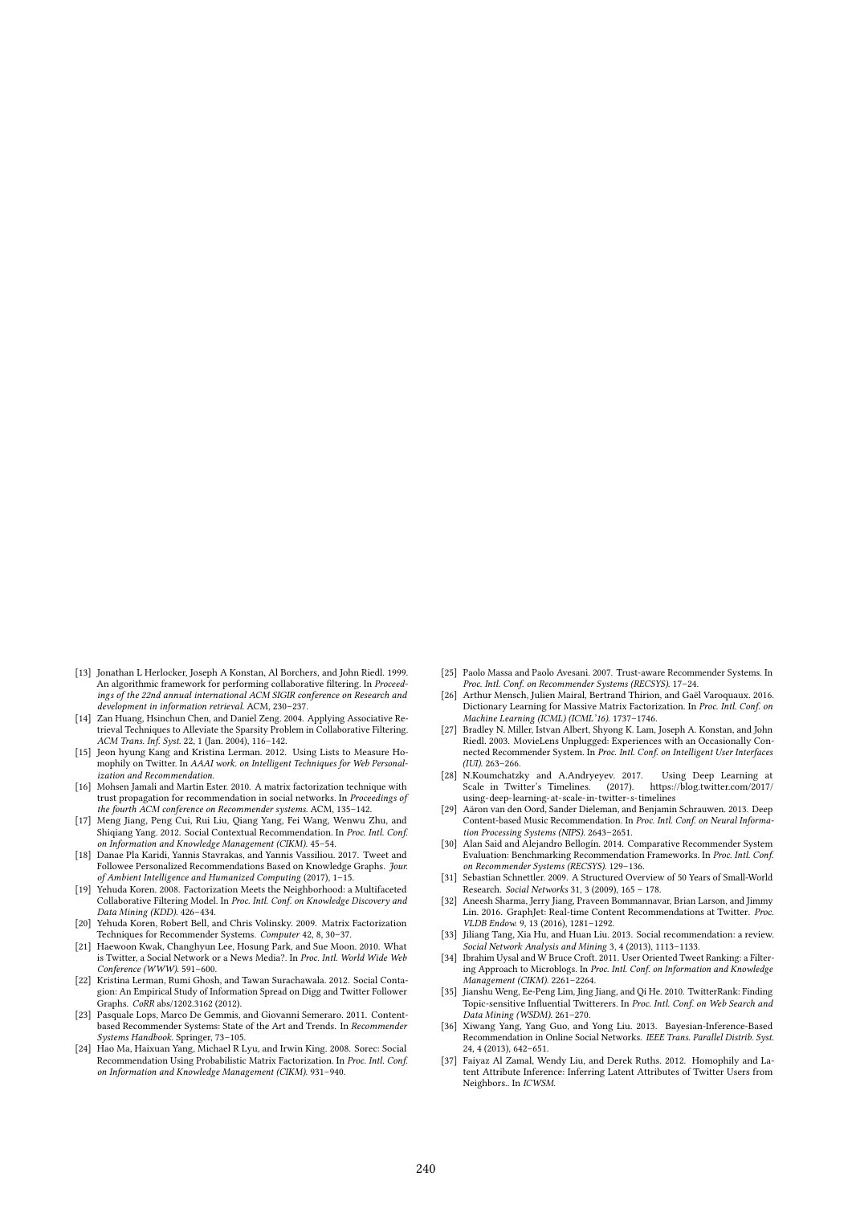[13] Jonathan L Herlocker, Joseph A Konstan, Al Borchers, and John Riedl. 1999. An algorithmic framework for performing collaborative filtering. In *Proceedings of the 22nd annual international ACM SIGIR conference on Research and development in information retrieval*. ACM, 230–237.

[14] Zan Huang, Hsinchun Chen, and Daniel Zeng. 2004. Applying Associative Retrieval Techniques to Alleviate the Sparsity Problem in Collaborative Filtering. *ACM Trans. Inf. Syst.* 22, 1 (Jan. 2004), 116–142.

[15] Jeon hyung Kang and Kristina Lerman. 2012. Using Lists to Measure Homophily on Twitter. In *AAAI work. on Intelligent Techniques for Web Personalization and Recommendation*.

[16] Mohsen Jamali and Martin Ester. 2010. A matrix factorization technique with trust propagation for recommendation in social networks. In *Proceedings of the fourth ACM conference on Recommender systems*. ACM, 135–142.

[17] Meng Jiang, Peng Cui, Rui Liu, Qiang Yang, Fei Wang, Wenwu Zhu, and Shiqiang Yang. 2012. Social Contextual Recommendation. In *Proc. Intl. Conf. on Information and Knowledge Management (CIKM)*. 45–54.

[18] Danae Pla Karidi, Yannis Stavrakas, and Yannis Vassiliou. 2017. Tweet and Followee Personalized Recommendations Based on Knowledge Graphs. *Jour. of Ambient Intelligence and Humanized Computing* (2017), 1–15.

[19] Yehuda Koren. 2008. Factorization Meets the Neighborhood: a Multifaceted Collaborative Filtering Model. In *Proc. Intl. Conf. on Knowledge Discovery and Data Mining (KDD)*. 426–434.

[20] Yehuda Koren, Robert Bell, and Chris Volinsky. 2009. Matrix Factorization Techniques for Recommender Systems. *Computer* 42, 8, 30–37.

[21] Haewoon Kwak, Changhyun Lee, Hosung Park, and Sue Moon. 2010. What is Twitter, a Social Network or a News Media?. In *Proc. Intl. World Wide Web Conference (WWW)*. 591–600.

[22] Kristina Lerman, Rumi Ghosh, and Tawan Surachawala. 2012. Social Contagion: An Empirical Study of Information Spread on Digg and Twitter Follower Graphs. *CoRR* abs/1202.3162 (2012).

[23] Pasquale Lops, Marco De Gemmis, and Giovanni Semeraro. 2011. Content-based Recommender Systems: State of the Art and Trends. In *Recommender Systems Handbook*. Springer, 73–105.

[24] Hao Ma, Haixuan Yang, Michael R Lyu, and Irwin King. 2008. Sorec: Social Recommendation Using Probabilistic Matrix Factorization. In *Proc. Intl. Conf. on Information and Knowledge Management (CIKM)*. 931–940.

[25] Paolo Massa and Paolo Avesani. 2007. Trust-aware Recommender Systems. In *Proc. Intl. Conf. on Recommender Systems (RECSYS)*. 17–24.

[26] Arthur Mensch, Julien Mairal, Bertrand Thirion, and Gaël Varoquaux. 2016. Dictionary Learning for Massive Matrix Factorization. In *Proc. Intl. Conf. on Machine Learning (ICML) (ICML'16)*. 1737–1746.

[27] Bradley N. Miller, Istvan Albert, Shyong K. Lam, Joseph A. Konstan, and John Riedl. 2003. MovieLens Unplugged: Experiences with an Occasionally Connected Recommender System. In *Proc. Intl. Conf. on Intelligent User Interfaces (IUI)*. 263–266.

[28] N.Koumchatzky and A.Andryeyev. 2017. Using Deep Learning at Scale in Twitter's Timelines. (2017). https://blog.twitter.com/2017/using-deep-learning-at-scale-in-twitter-s-timelines

[29] Aäron van den Oord, Sander Dieleman, and Benjamin Schrauwen. 2013. Deep Content-based Music Recommendation. In *Proc. Intl. Conf. on Neural Information Processing Systems (NIPS)*. 2643–2651.

[30] Alan Said and Alejandro Bellogín. 2014. Comparative Recommender System Evaluation: Benchmarking Recommendation Frameworks. In *Proc. Intl. Conf. on Recommender Systems (RECSYS)*. 129–136.

[31] Sebastian Schnettler. 2009. A Structured Overview of 50 Years of Small-World Research. *Social Networks* 31, 3 (2009), 165 – 178.

[32] Aneesh Sharma, Jerry Jiang, Praveen Bommannavar, Brian Larson, and Jimmy Lin. 2016. GraphJet: Real-time Content Recommendations at Twitter. *Proc. VLDB Endow.* 9, 13 (2016), 1281–1292.

[33] Jiliang Tang, Xia Hu, and Huan Liu. 2013. Social recommendation: a review. *Social Network Analysis and Mining* 3, 4 (2013), 1113–1133.

[34] Ibrahim Uysal and W Bruce Croft. 2011. User Oriented Tweet Ranking: a Filtering Approach to Microblogs. In *Proc. Intl. Conf. on Information and Knowledge Management (CIKM)*. 2261–2264.

[35] Jianshu Weng, Ee-Peng Lim, Jing Jiang, and Qi He. 2010. TwitterRank: Finding Topic-sensitive Influential Twitterers. In *Proc. Intl. Conf. on Web Search and Data Mining (WSDM)*. 261–270.

[36] Xiwang Yang, Yang Guo, and Yong Liu. 2013. Bayesian-Inference-Based Recommendation in Online Social Networks. *IEEE Trans. Parallel Distrib. Syst.* 24, 4 (2013), 642–651.

[37] Faiyaz Al Zamal, Wendy Liu, and Derek Ruths. 2012. Homophily and Latent Attribute Inference: Inferring Latent Attributes of Twitter Users from Neighbors.. In *ICWSM*.